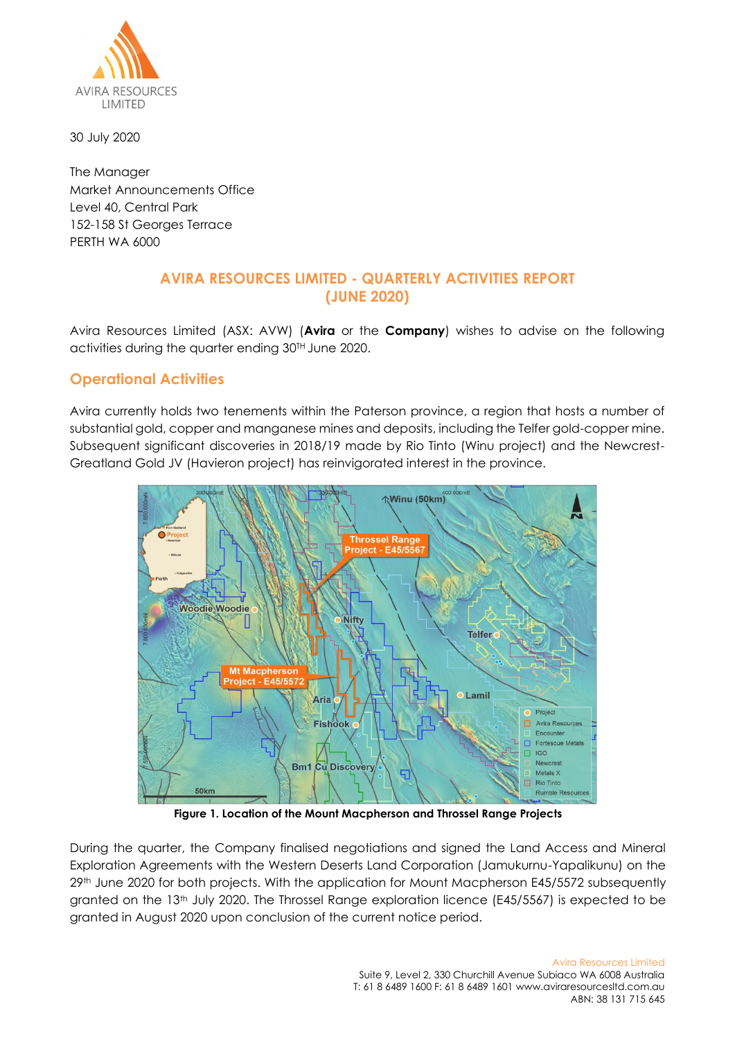30 July 2020

The Manager
Market Announcements Office
Level 40, Central Park
152-158 St Georges Terrace
PERTH WA 6000

# AVIRA RESOURCES LIMITED - QUARTERLY ACTIVITIES REPORT (JUNE 2020)

Avira Resources Limited (ASX: AVW) (**Avira** or the **Company**) wishes to advise on the following activities during the quarter ending 30TH June 2020.

## Operational Activities

Avira currently holds two tenements within the Paterson province, a region that hosts a number of substantial gold, copper and manganese mines and deposits, including the Telfer gold-copper mine. Subsequent significant discoveries in 2018/19 made by Rio Tinto (Winu project) and the Newcrest-Greatland Gold JV (Havieron project) has reinvigorated interest in the province.

**Figure 1. Location of the Mount Macpherson and Throssel Range Projects**

During the quarter, the Company finalised negotiations and signed the Land Access and Mineral Exploration Agreements with the Western Deserts Land Corporation (Jamukurnu-Yapalikunu) on the 29th June 2020 for both projects. With the application for Mount Macpherson E45/5572 subsequently granted on the 13th July 2020. The Throssel Range exploration licence (E45/5567) is expected to be granted in August 2020 upon conclusion of the current notice period.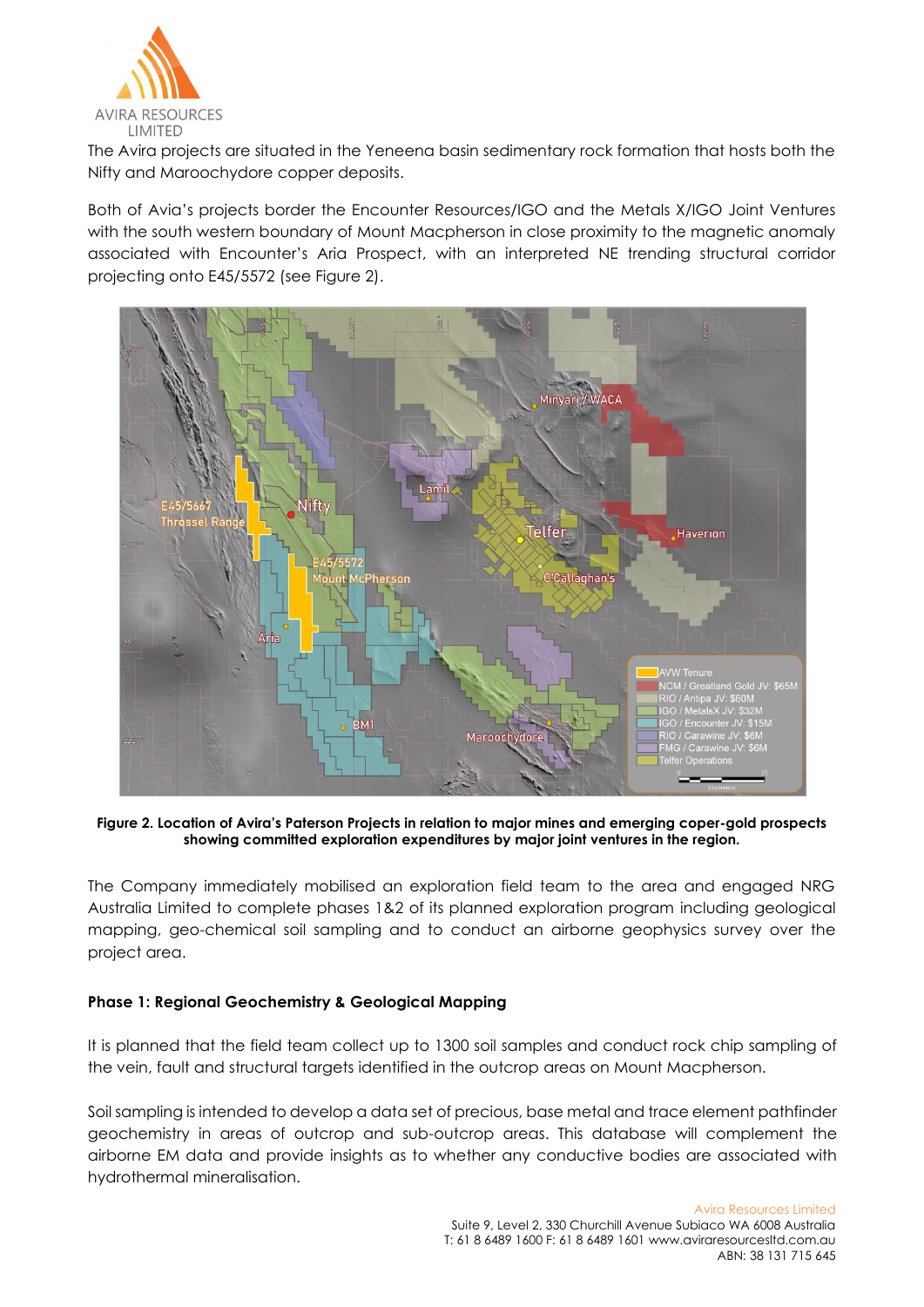The Avira projects are situated in the Yeneena basin sedimentary rock formation that hosts both the Nifty and Maroochydore copper deposits.

Both of Avia's projects border the Encounter Resources/IGO and the Metals X/IGO Joint Ventures with the south western boundary of Mount Macpherson in close proximity to the magnetic anomaly associated with Encounter's Aria Prospect, with an interpreted NE trending structural corridor projecting onto E45/5572 (see Figure 2).

**Figure 2. Location of Avira's Paterson Projects in relation to major mines and emerging coper-gold prospects showing committed exploration expenditures by major joint ventures in the region.**

The Company immediately mobilised an exploration field team to the area and engaged NRG Australia Limited to complete phases 1&2 of its planned exploration program including geological mapping, geo-chemical soil sampling and to conduct an airborne geophysics survey over the project area.

**Phase 1: Regional Geochemistry & Geological Mapping**

It is planned that the field team collect up to 1300 soil samples and conduct rock chip sampling of the vein, fault and structural targets identified in the outcrop areas on Mount Macpherson.

Soil sampling is intended to develop a data set of precious, base metal and trace element pathfinder geochemistry in areas of outcrop and sub-outcrop areas. This database will complement the airborne EM data and provide insights as to whether any conductive bodies are associated with hydrothermal mineralisation.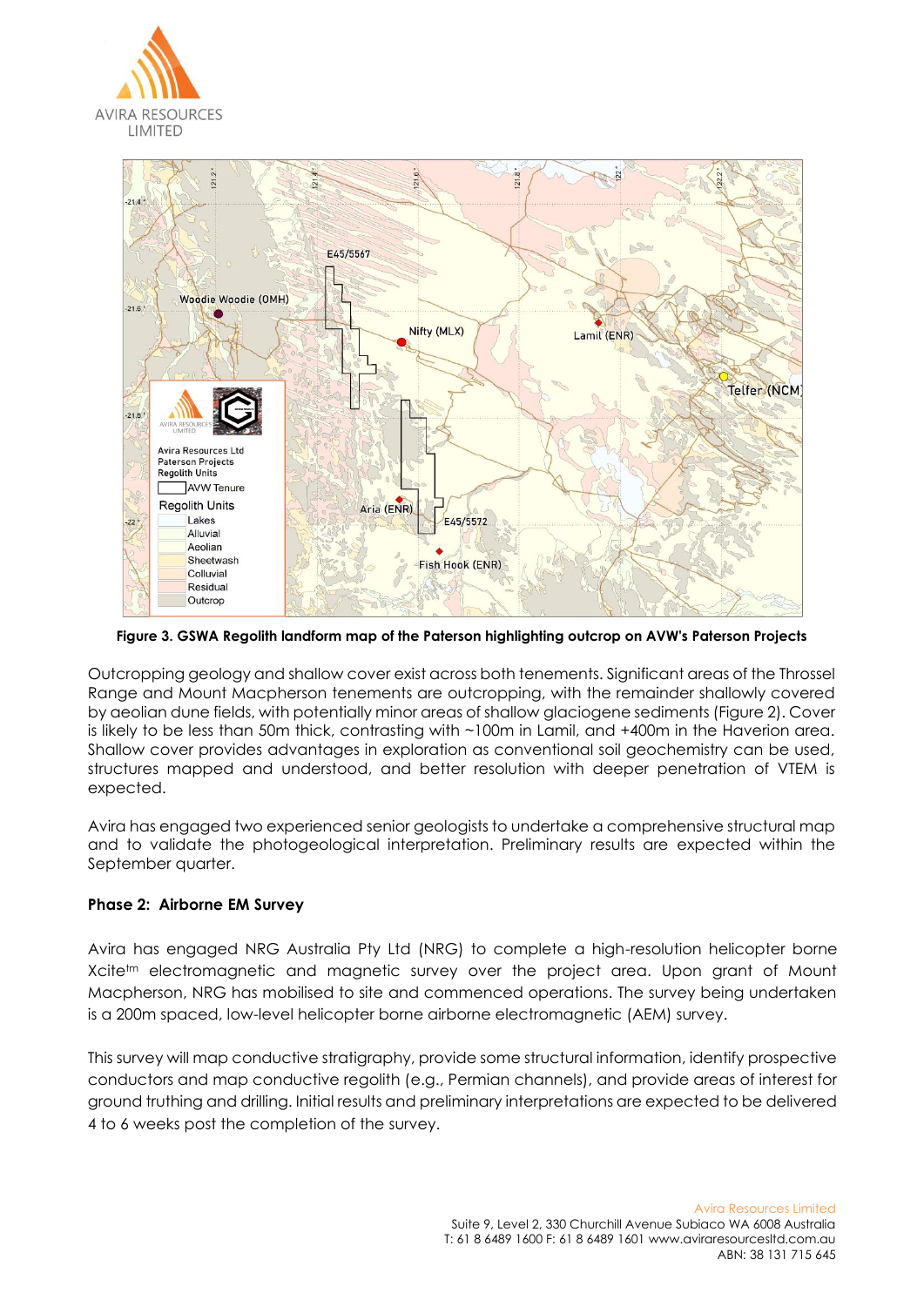**Figure 3. GSWA Regolith landform map of the Paterson highlighting outcrop on AVW's Paterson Projects**

Outcropping geology and shallow cover exist across both tenements. Significant areas of the Throssel Range and Mount Macpherson tenements are outcropping, with the remainder shallowly covered by aeolian dune fields, with potentially minor areas of shallow glaciogene sediments (Figure 2). Cover is likely to be less than 50m thick, contrasting with ~100m in Lamil, and +400m in the Haverion area. Shallow cover provides advantages in exploration as conventional soil geochemistry can be used, structures mapped and understood, and better resolution with deeper penetration of VTEM is expected.

Avira has engaged two experienced senior geologists to undertake a comprehensive structural map and to validate the photogeological interpretation. Preliminary results are expected within the September quarter.

**Phase 2: Airborne EM Survey**

Avira has engaged NRG Australia Pty Ltd (NRG) to complete a high-resolution helicopter borne Xcite[tm] electromagnetic and magnetic survey over the project area. Upon grant of Mount Macpherson, NRG has mobilised to site and commenced operations. The survey being undertaken is a 200m spaced, low-level helicopter borne airborne electromagnetic (AEM) survey.

This survey will map conductive stratigraphy, provide some structural information, identify prospective conductors and map conductive regolith (e.g., Permian channels), and provide areas of interest for ground truthing and drilling. Initial results and preliminary interpretations are expected to be delivered 4 to 6 weeks post the completion of the survey.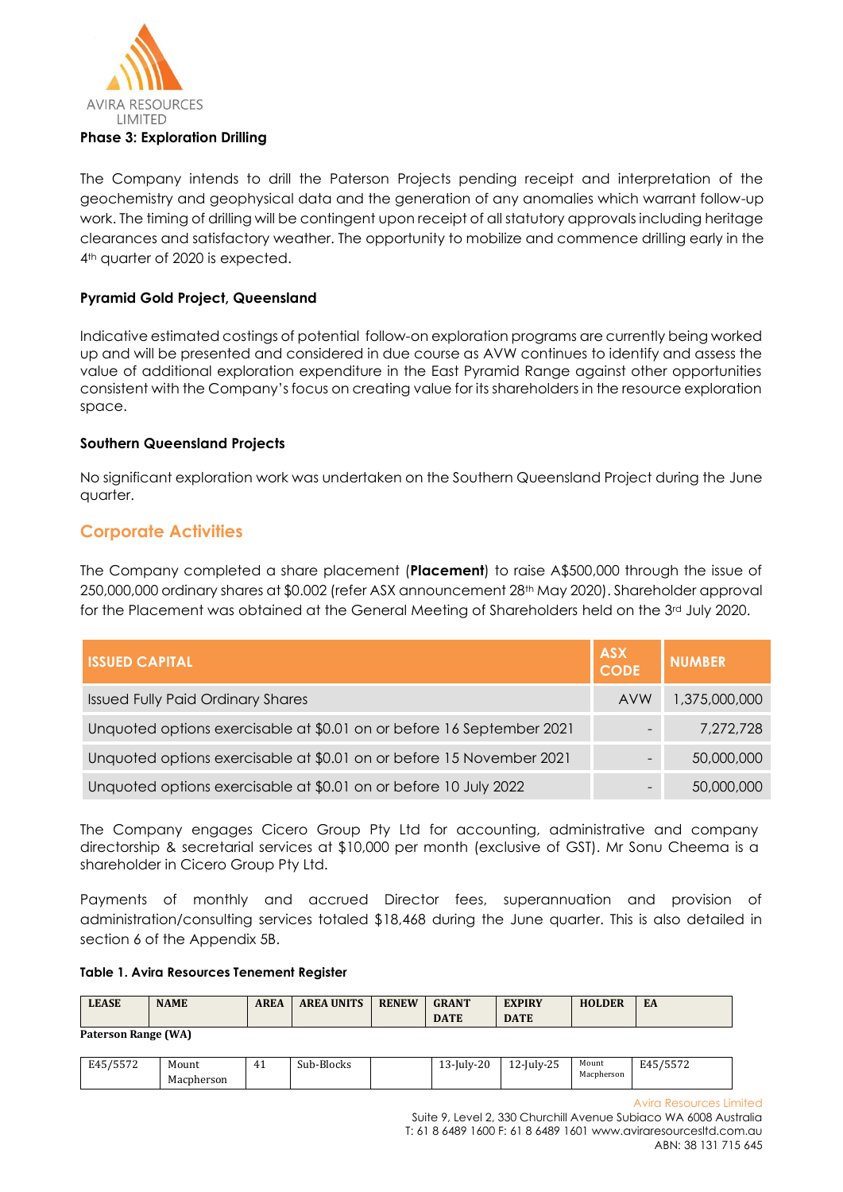### Phase 3: Exploration Drilling

The Company intends to drill the Paterson Projects pending receipt and interpretation of the geochemistry and geophysical data and the generation of any anomalies which warrant follow-up work. The timing of drilling will be contingent upon receipt of all statutory approvals including heritage clearances and satisfactory weather. The opportunity to mobilize and commence drilling early in the 4th quarter of 2020 is expected.

### Pyramid Gold Project, Queensland

Indicative estimated costings of potential follow-on exploration programs are currently being worked up and will be presented and considered in due course as AVW continues to identify and assess the value of additional exploration expenditure in the East Pyramid Range against other opportunities consistent with the Company's focus on creating value for its shareholders in the resource exploration space.

### Southern Queensland Projects

No significant exploration work was undertaken on the Southern Queensland Project during the June quarter.

## Corporate Activities

The Company completed a share placement (**Placement**) to raise A$500,000 through the issue of 250,000,000 ordinary shares at $0.002 (refer ASX announcement 28th May 2020). Shareholder approval for the Placement was obtained at the General Meeting of Shareholders held on the 3rd July 2020.

| ISSUED CAPITAL | ASX CODE | NUMBER |
|---|---|---|
| Issued Fully Paid Ordinary Shares | AVW | 1,375,000,000 |
| Unquoted options exercisable at $0.01 on or before 16 September 2021 | - | 7,272,728 |
| Unquoted options exercisable at $0.01 on or before 15 November 2021 | - | 50,000,000 |
| Unquoted options exercisable at $0.01 on or before 10 July 2022 | - | 50,000,000 |

The Company engages Cicero Group Pty Ltd for accounting, administrative and company directorship & secretarial services at $10,000 per month (exclusive of GST). Mr Sonu Cheema is a shareholder in Cicero Group Pty Ltd.

Payments of monthly and accrued Director fees, superannuation and provision of administration/consulting services totaled $18,468 during the June quarter. This is also detailed in section 6 of the Appendix 5B.

**Table 1. Avira Resources Tenement Register**

| LEASE | NAME | AREA | AREA UNITS | RENEW | GRANT DATE | EXPIRY DATE | HOLDER | EA |
|---|---|---|---|---|---|---|---|---|
| **Paterson Range (WA)** | | | | | | | | |
| E45/5572 | Mount Macpherson | 41 | Sub-Blocks | | 13-July-20 | 12-July-25 | Mount Macpherson | E45/5572 |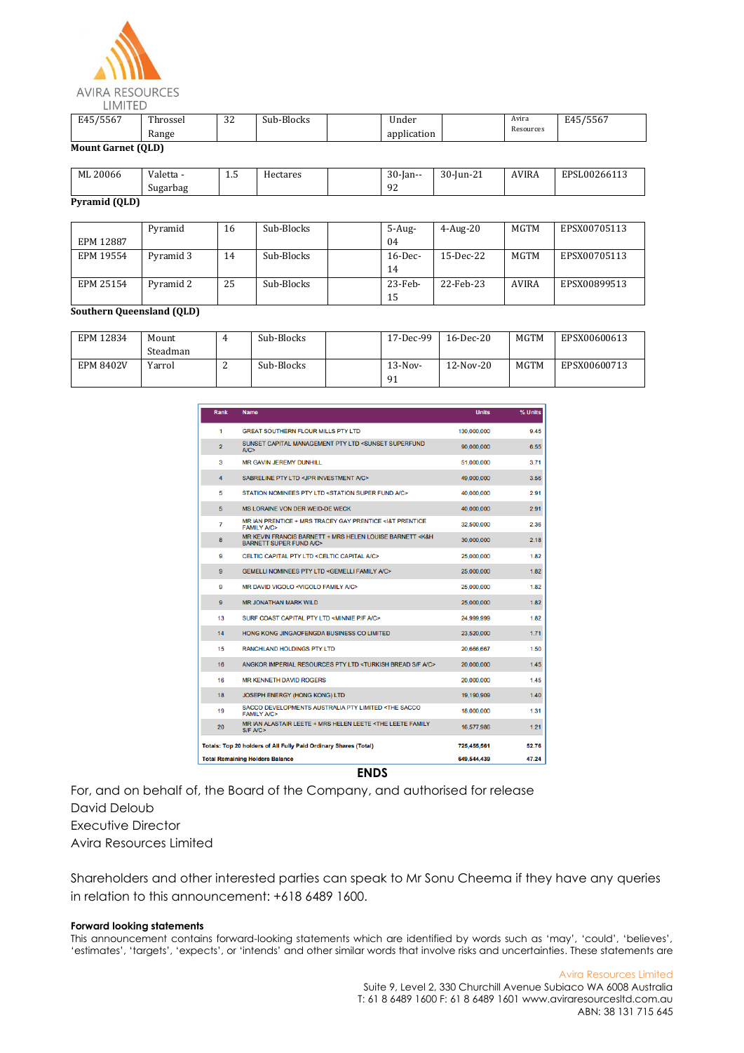| E45/5567 | Throssel Range | 32 | Sub-Blocks | | Under application | | Avira Resources | E45/5567 |
|---|---|---|---|---|---|---|---|---|

**Mount Garnet (QLD)**

| ML 20066 | Valetta - Sugarbag | 1.5 | Hectares | | 30-Jan--92 | 30-Jun-21 | AVIRA | EPSL00266113 |
|---|---|---|---|---|---|---|---|---|

**Pyramid (QLD)**

| EPM 12887 | Pyramid | 16 | Sub-Blocks | | 5-Aug-04 | 4-Aug-20 | MGTM | EPSX00705113 |
|---|---|---|---|---|---|---|---|---|
| EPM 19554 | Pyramid 3 | 14 | Sub-Blocks | | 16-Dec-14 | 15-Dec-22 | MGTM | EPSX00705113 |
| EPM 25154 | Pyramid 2 | 25 | Sub-Blocks | | 23-Feb-15 | 22-Feb-23 | AVIRA | EPSX00899513 |

**Southern Queensland (QLD)**

| EPM 12834 | Mount Steadman | 4 | Sub-Blocks | | 17-Dec-99 | 16-Dec-20 | MGTM | EPSX00600613 |
|---|---|---|---|---|---|---|---|---|
| EPM 8402V | Yarrol | 2 | Sub-Blocks | | 13-Nov-91 | 12-Nov-20 | MGTM | EPSX00600713 |

| Rank | Name | Units | % Units |
|---|---|---|---|
| 1 | GREAT SOUTHERN FLOUR MILLS PTY LTD | 130,000,000 | 9.45 |
| 2 | SUNSET CAPITAL MANAGEMENT PTY LTD <SUNSET SUPERFUND A/C> | 90,000,000 | 6.55 |
| 3 | MR GAVIN JEREMY DUNHILL | 51,000,000 | 3.71 |
| 4 | SABRELINE PTY LTD <JPR INVESTMENT A/C> | 49,000,000 | 3.56 |
| 5 | STATION NOMINEES PTY LTD <STATION SUPER FUND A/C> | 40,000,000 | 2.91 |
| 5 | MS LORAINE VON DER WEID-DE WECK | 40,000,000 | 2.91 |
| 7 | MR IAN PRENTICE + MRS TRACEY GAY PRENTICE <I&T PRENTICE FAMILY A/C> | 32,500,000 | 2.36 |
| 8 | MR KEVIN FRANCIS BARNETT + MRS HELEN LOUISE BARNETT <K&H BARNETT SUPER FUND A/C> | 30,000,000 | 2.18 |
| 9 | CELTIC CAPITAL PTY LTD <CELTIC CAPITAL A/C> | 25,000,000 | 1.82 |
| 9 | GEMELLI NOMINEES PTY LTD <GEMELLI FAMILY A/C> | 25,000,000 | 1.82 |
| 9 | MR DAVID VIGOLO <VIGOLO FAMILY A/C> | 25,000,000 | 1.82 |
| 9 | MR JONATHAN MARK WILD | 25,000,000 | 1.82 |
| 13 | SURF COAST CAPITAL PTY LTD <MINNIE P/F A/C> | 24,999,999 | 1.82 |
| 14 | HONG KONG JINGAOFENGDA BUSINESS CO LIMITED | 23,520,000 | 1.71 |
| 15 | RANCHLAND HOLDINGS PTY LTD | 20,666,667 | 1.50 |
| 16 | ANGKOR IMPERIAL RESOURCES PTY LTD <TURKISH BREAD S/F A/C> | 20,000,000 | 1.45 |
| 16 | MR KENNETH DAVID ROGERS | 20,000,000 | 1.45 |
| 18 | JOSEPH ENERGY (HONG KONG) LTD | 19,190,909 | 1.40 |
| 19 | SACCO DEVELOPMENTS AUSTRALIA PTY LIMITED <THE SACCO FAMILY A/C> | 18,000,000 | 1.31 |
| 20 | MR IAN ALASTAIR LEETE + MRS HELEN LEETE <THE LEETE FAMILY S/F A/C> | 16,577,986 | 1.21 |
| **Totals: Top 20 holders of All Fully Paid Ordinary Shares (Total)** | | **725,455,561** | **52.76** |
| **Total Remaining Holders Balance** | | **649,544,439** | **47.24** |

**ENDS**

For, and on behalf of, the Board of the Company, and authorised for release
David Deloub
Executive Director
Avira Resources Limited

Shareholders and other interested parties can speak to Mr Sonu Cheema if they have any queries in relation to this announcement: +618 6489 1600.

**Forward looking statements**

This announcement contains forward-looking statements which are identified by words such as 'may', 'could', 'believes', 'estimates', 'targets', 'expects', or 'intends' and other similar words that involve risks and uncertainties. These statements are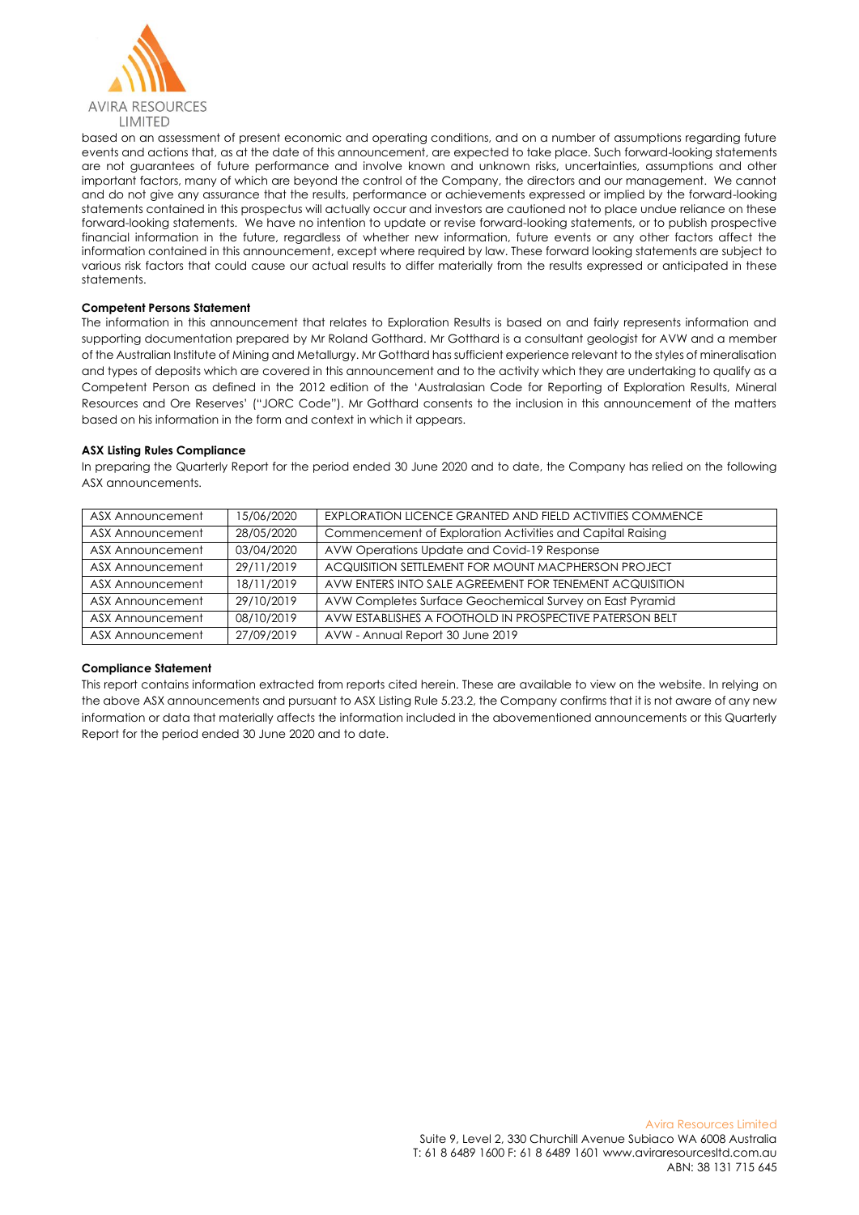based on an assessment of present economic and operating conditions, and on a number of assumptions regarding future events and actions that, as at the date of this announcement, are expected to take place. Such forward-looking statements are not guarantees of future performance and involve known and unknown risks, uncertainties, assumptions and other important factors, many of which are beyond the control of the Company, the directors and our management. We cannot and do not give any assurance that the results, performance or achievements expressed or implied by the forward-looking statements contained in this prospectus will actually occur and investors are cautioned not to place undue reliance on these forward-looking statements. We have no intention to update or revise forward-looking statements, or to publish prospective financial information in the future, regardless of whether new information, future events or any other factors affect the information contained in this announcement, except where required by law. These forward looking statements are subject to various risk factors that could cause our actual results to differ materially from the results expressed or anticipated in these statements.

**Competent Persons Statement**

The information in this announcement that relates to Exploration Results is based on and fairly represents information and supporting documentation prepared by Mr Roland Gotthard. Mr Gotthard is a consultant geologist for AVW and a member of the Australian Institute of Mining and Metallurgy. Mr Gotthard has sufficient experience relevant to the styles of mineralisation and types of deposits which are covered in this announcement and to the activity which they are undertaking to qualify as a Competent Person as defined in the 2012 edition of the 'Australasian Code for Reporting of Exploration Results, Mineral Resources and Ore Reserves' ("JORC Code"). Mr Gotthard consents to the inclusion in this announcement of the matters based on his information in the form and context in which it appears.

**ASX Listing Rules Compliance**

In preparing the Quarterly Report for the period ended 30 June 2020 and to date, the Company has relied on the following ASX announcements.

| | | |
|---|---|---|
| ASX Announcement | 15/06/2020 | EXPLORATION LICENCE GRANTED AND FIELD ACTIVITIES COMMENCE |
| ASX Announcement | 28/05/2020 | Commencement of Exploration Activities and Capital Raising |
| ASX Announcement | 03/04/2020 | AVW Operations Update and Covid-19 Response |
| ASX Announcement | 29/11/2019 | ACQUISITION SETTLEMENT FOR MOUNT MACPHERSON PROJECT |
| ASX Announcement | 18/11/2019 | AVW ENTERS INTO SALE AGREEMENT FOR TENEMENT ACQUISITION |
| ASX Announcement | 29/10/2019 | AVW Completes Surface Geochemical Survey on East Pyramid |
| ASX Announcement | 08/10/2019 | AVW ESTABLISHES A FOOTHOLD IN PROSPECTIVE PATERSON BELT |
| ASX Announcement | 27/09/2019 | AVW - Annual Report 30 June 2019 |

**Compliance Statement**

This report contains information extracted from reports cited herein. These are available to view on the website. In relying on the above ASX announcements and pursuant to ASX Listing Rule 5.23.2, the Company confirms that it is not aware of any new information or data that materially affects the information included in the abovementioned announcements or this Quarterly Report for the period ended 30 June 2020 and to date.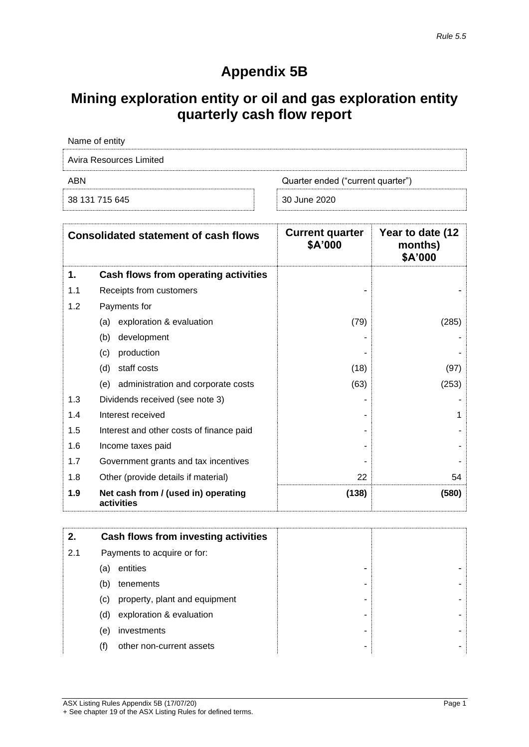*Rule 5.5*

# Appendix 5B

## Mining exploration entity or oil and gas exploration entity quarterly cash flow report

| Name of entity | |
|---|---|
| Avira Resources Limited | |

| ABN | Quarter ended ("current quarter") |
|---|---|
| 38 131 715 645 | 30 June 2020 |

| | Consolidated statement of cash flows | Current quarter $A'000 | Year to date (12 months) $A'000 |
|---|---|---|---|
| **1.** | **Cash flows from operating activities** | | |
| 1.1 | Receipts from customers | - | - |
| 1.2 | Payments for | | |
| | (a) exploration & evaluation | (79) | (285) |
| | (b) development | - | - |
| | (c) production | - | - |
| | (d) staff costs | (18) | (97) |
| | (e) administration and corporate costs | (63) | (253) |
| 1.3 | Dividends received (see note 3) | - | - |
| 1.4 | Interest received | - | 1 |
| 1.5 | Interest and other costs of finance paid | - | - |
| 1.6 | Income taxes paid | - | - |
| 1.7 | Government grants and tax incentives | - | - |
| 1.8 | Other (provide details if material) | 22 | 54 |
| **1.9** | **Net cash from / (used in) operating activities** | **(138)** | **(580)** |

| | | | |
|---|---|---|---|
| **2.** | **Cash flows from investing activities** | | |
| 2.1 | Payments to acquire or for: | | |
| | (a) entities | - | - |
| | (b) tenements | - | - |
| | (c) property, plant and equipment | - | - |
| | (d) exploration & evaluation | - | - |
| | (e) investments | - | - |
| | (f) other non-current assets | - | - |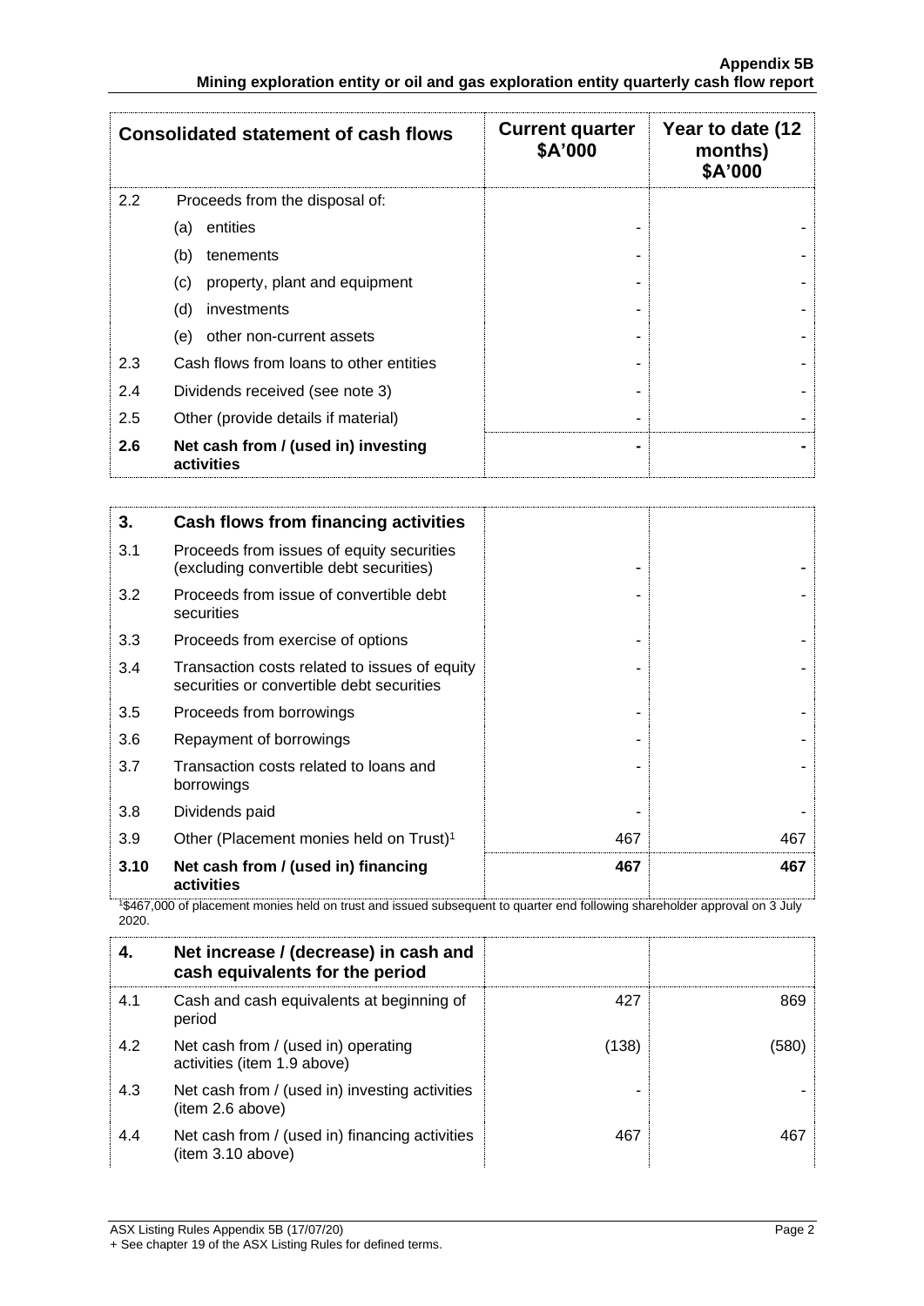| Consolidated statement of cash flows | | Current quarter $A'000 | Year to date (12 months) $A'000 |
|---|---|---|---|
| 2.2 | Proceeds from the disposal of: | | |
| | (a) entities | - | - |
| | (b) tenements | - | - |
| | (c) property, plant and equipment | - | - |
| | (d) investments | - | - |
| | (e) other non-current assets | - | - |
| 2.3 | Cash flows from loans to other entities | - | - |
| 2.4 | Dividends received (see note 3) | - | - |
| 2.5 | Other (provide details if material) | - | - |
| **2.6** | **Net cash from / (used in) investing activities** | **-** | **-** |

| | | | |
|---|---|---|---|
| **3.** | **Cash flows from financing activities** | | |
| 3.1 | Proceeds from issues of equity securities (excluding convertible debt securities) | - | - |
| 3.2 | Proceeds from issue of convertible debt securities | - | - |
| 3.3 | Proceeds from exercise of options | - | - |
| 3.4 | Transaction costs related to issues of equity securities or convertible debt securities | - | - |
| 3.5 | Proceeds from borrowings | - | - |
| 3.6 | Repayment of borrowings | - | - |
| 3.7 | Transaction costs related to loans and borrowings | - | - |
| 3.8 | Dividends paid | - | - |
| 3.9 | Other (Placement monies held on Trust)[1] | 467 | 467 |
| **3.10** | **Net cash from / (used in) financing activities** | **467** | **467** |

[1]$467,000 of placement monies held on trust and issued subsequent to quarter end following shareholder approval on 3 July 2020.

| | | | |
|---|---|---|---|
| **4.** | **Net increase / (decrease) in cash and cash equivalents for the period** | | |
| 4.1 | Cash and cash equivalents at beginning of period | 427 | 869 |
| 4.2 | Net cash from / (used in) operating activities (item 1.9 above) | (138) | (580) |
| 4.3 | Net cash from / (used in) investing activities (item 2.6 above) | - | - |
| 4.4 | Net cash from / (used in) financing activities (item 3.10 above) | 467 | 467 |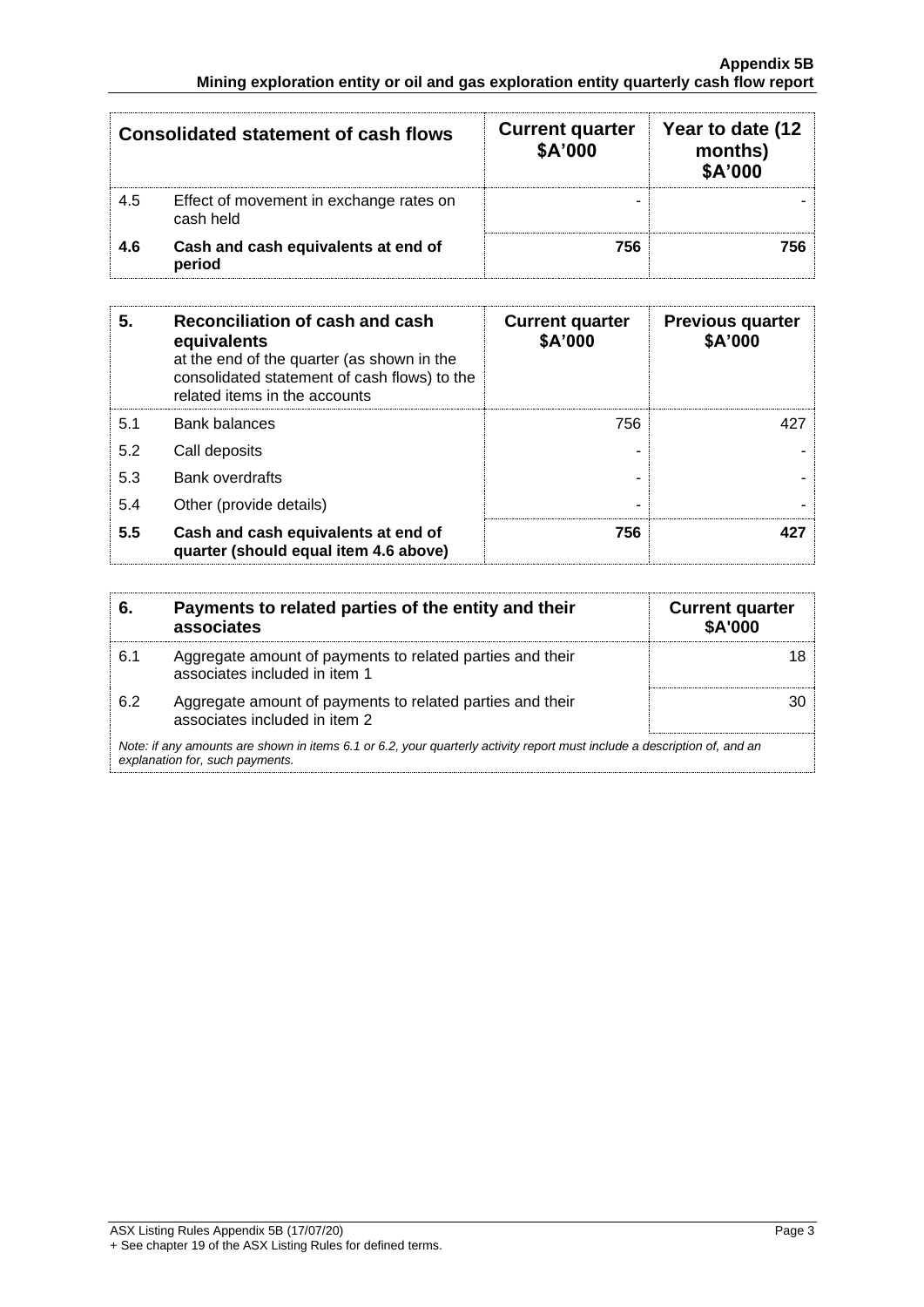| Consolidated statement of cash flows | | Current quarter $A'000 | Year to date (12 months) $A'000 |
|---|---|---|---|
| 4.5 | Effect of movement in exchange rates on cash held | - | - |
| **4.6** | **Cash and cash equivalents at end of period** | **756** | **756** |

| 5. | Reconciliation of cash and cash equivalents at the end of the quarter (as shown in the consolidated statement of cash flows) to the related items in the accounts | Current quarter $A'000 | Previous quarter $A'000 |
|---|---|---|---|
| 5.1 | Bank balances | 756 | 427 |
| 5.2 | Call deposits | - | - |
| 5.3 | Bank overdrafts | - | - |
| 5.4 | Other (provide details) | - | - |
| **5.5** | **Cash and cash equivalents at end of quarter (should equal item 4.6 above)** | **756** | **427** |

| 6. | Payments to related parties of the entity and their associates | Current quarter $A'000 |
|---|---|---|
| 6.1 | Aggregate amount of payments to related parties and their associates included in item 1 | 18 |
| 6.2 | Aggregate amount of payments to related parties and their associates included in item 2 | 30 |

*Note: if any amounts are shown in items 6.1 or 6.2, your quarterly activity report must include a description of, and an explanation for, such payments.*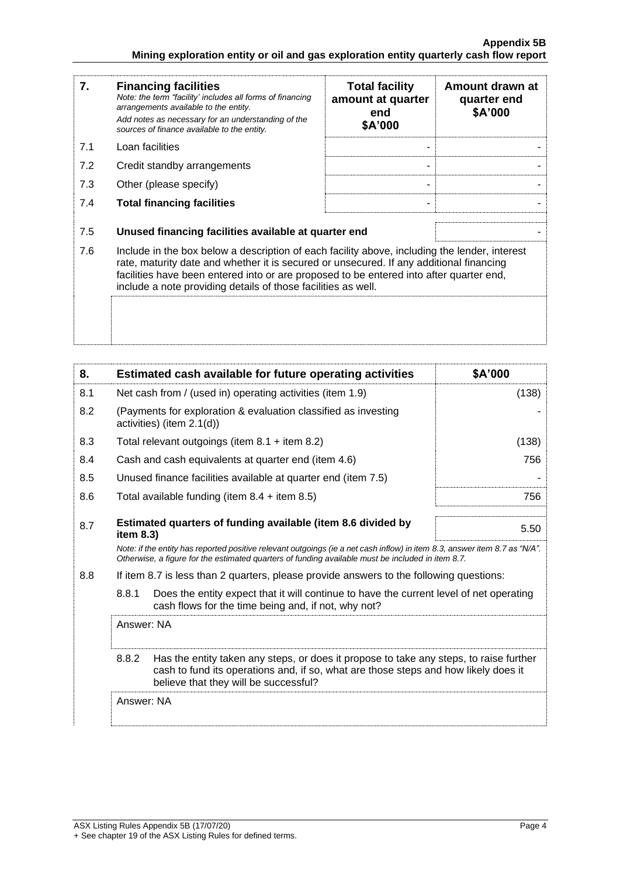| 7. | **Financing facilities**<br>*Note: the term "facility' includes all forms of financing arrangements available to the entity.*<br>*Add notes as necessary for an understanding of the sources of finance available to the entity.* | **Total facility amount at quarter end**<br>**$A'000** | **Amount drawn at quarter end**<br>**$A'000** |
|---|---|---|---|
| 7.1 | Loan facilities | - | - |
| 7.2 | Credit standby arrangements | - | - |
| 7.3 | Other (please specify) | - | - |
| 7.4 | **Total financing facilities** | - | - |

| | | |
|---|---|---|
| 7.5 | **Unused financing facilities available at quarter end** | - |
| 7.6 | Include in the box below a description of each facility above, including the lender, interest rate, maturity date and whether it is secured or unsecured. If any additional financing facilities have been entered into or are proposed to be entered into after quarter end, include a note providing details of those facilities as well. | |

| 8. | **Estimated cash available for future operating activities** | **$A'000** |
|---|---|---|
| 8.1 | Net cash from / (used in) operating activities (item 1.9) | (138) |
| 8.2 | (Payments for exploration & evaluation classified as investing activities) (item 2.1(d)) | - |
| 8.3 | Total relevant outgoings (item 8.1 + item 8.2) | (138) |
| 8.4 | Cash and cash equivalents at quarter end (item 4.6) | 756 |
| 8.5 | Unused finance facilities available at quarter end (item 7.5) | - |
| 8.6 | Total available funding (item 8.4 + item 8.5) | 756 |
| 8.7 | **Estimated quarters of funding available (item 8.6 divided by item 8.3)** | 5.50 |

*Note: if the entity has reported positive relevant outgoings (ie a net cash inflow) in item 8.3, answer item 8.7 as "N/A". Otherwise, a figure for the estimated quarters of funding available must be included in item 8.7.*

8.8 If item 8.7 is less than 2 quarters, please provide answers to the following questions:

8.8.1 Does the entity expect that it will continue to have the current level of net operating cash flows for the time being and, if not, why not?

Answer: NA

8.8.2 Has the entity taken any steps, or does it propose to take any steps, to raise further cash to fund its operations and, if so, what are those steps and how likely does it believe that they will be successful?

Answer: NA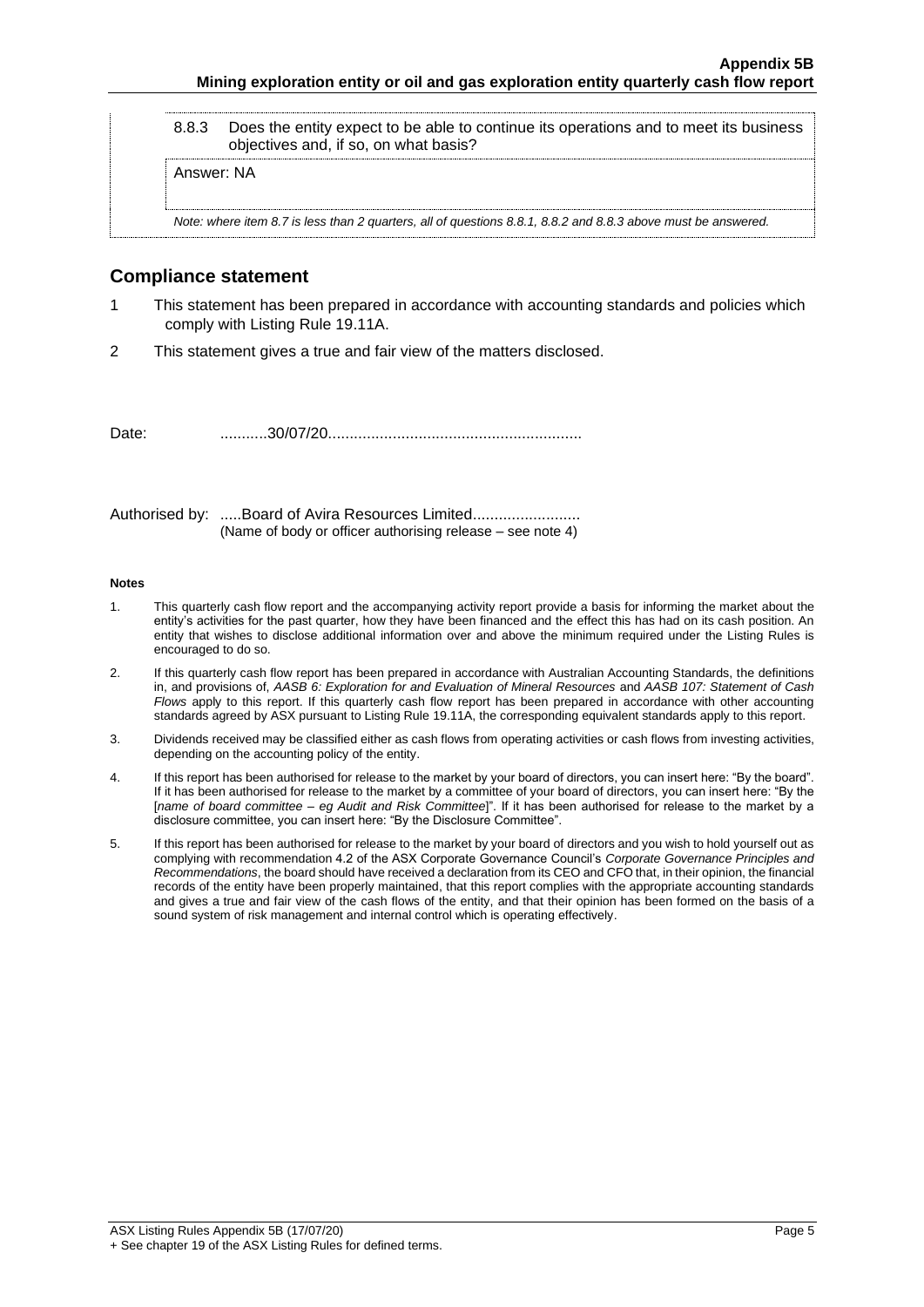| | |
|---|---|
| 8.8.3 | Does the entity expect to be able to continue its operations and to meet its business objectives and, if so, on what basis? |
| Answer: NA | |

*Note: where item 8.7 is less than 2 quarters, all of questions 8.8.1, 8.8.2 and 8.8.3 above must be answered.*

## Compliance statement

1 This statement has been prepared in accordance with accounting standards and policies which comply with Listing Rule 19.11A.

2 This statement gives a true and fair view of the matters disclosed.

Date: ...........30/07/20...........................................................

Authorised by: .....Board of Avira Resources Limited.........................
(Name of body or officer authorising release – see note 4)

**Notes**

1. This quarterly cash flow report and the accompanying activity report provide a basis for informing the market about the entity's activities for the past quarter, how they have been financed and the effect this has had on its cash position. An entity that wishes to disclose additional information over and above the minimum required under the Listing Rules is encouraged to do so.
2. If this quarterly cash flow report has been prepared in accordance with Australian Accounting Standards, the definitions in, and provisions of, *AASB 6: Exploration for and Evaluation of Mineral Resources* and *AASB 107: Statement of Cash Flows* apply to this report. If this quarterly cash flow report has been prepared in accordance with other accounting standards agreed by ASX pursuant to Listing Rule 19.11A, the corresponding equivalent standards apply to this report.
3. Dividends received may be classified either as cash flows from operating activities or cash flows from investing activities, depending on the accounting policy of the entity.
4. If this report has been authorised for release to the market by your board of directors, you can insert here: "By the board". If it has been authorised for release to the market by a committee of your board of directors, you can insert here: "By the [*name of board committee – eg Audit and Risk Committee*]". If it has been authorised for release to the market by a disclosure committee, you can insert here: "By the Disclosure Committee".
5. If this report has been authorised for release to the market by your board of directors and you wish to hold yourself out as complying with recommendation 4.2 of the ASX Corporate Governance Council's *Corporate Governance Principles and Recommendations*, the board should have received a declaration from its CEO and CFO that, in their opinion, the financial records of the entity have been properly maintained, that this report complies with the appropriate accounting standards and gives a true and fair view of the cash flows of the entity, and that their opinion has been formed on the basis of a sound system of risk management and internal control which is operating effectively.